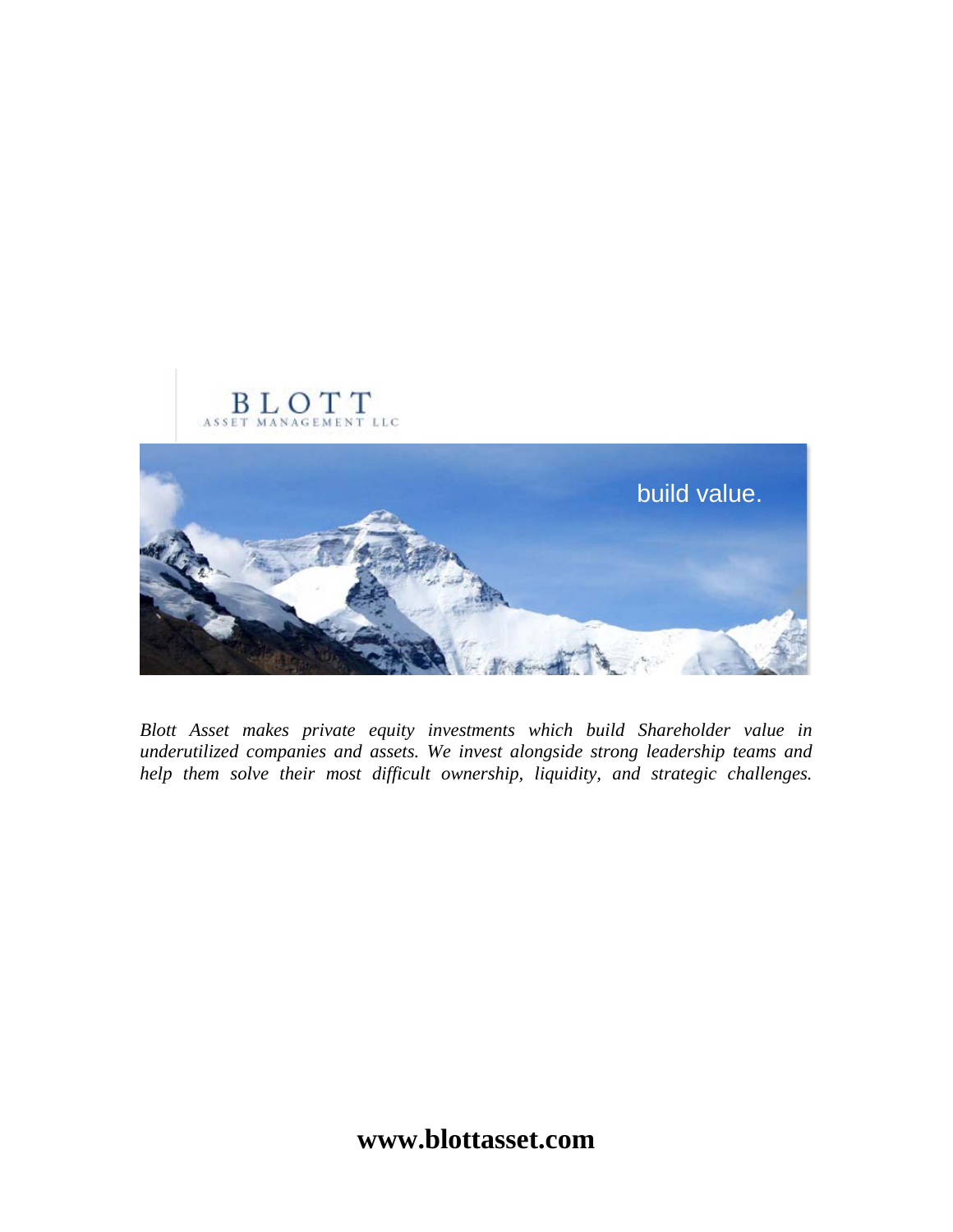# BLOTT

ASSET MANAGEMENT LLC

build value.

*Blott Asset makes private equity investments which build Shareholder value in underutilized companies and assets. We invest alongside strong leadership teams and help them solve their most difficult ownership, liquidity, and strategic challenges.*

**www.blottasset.com**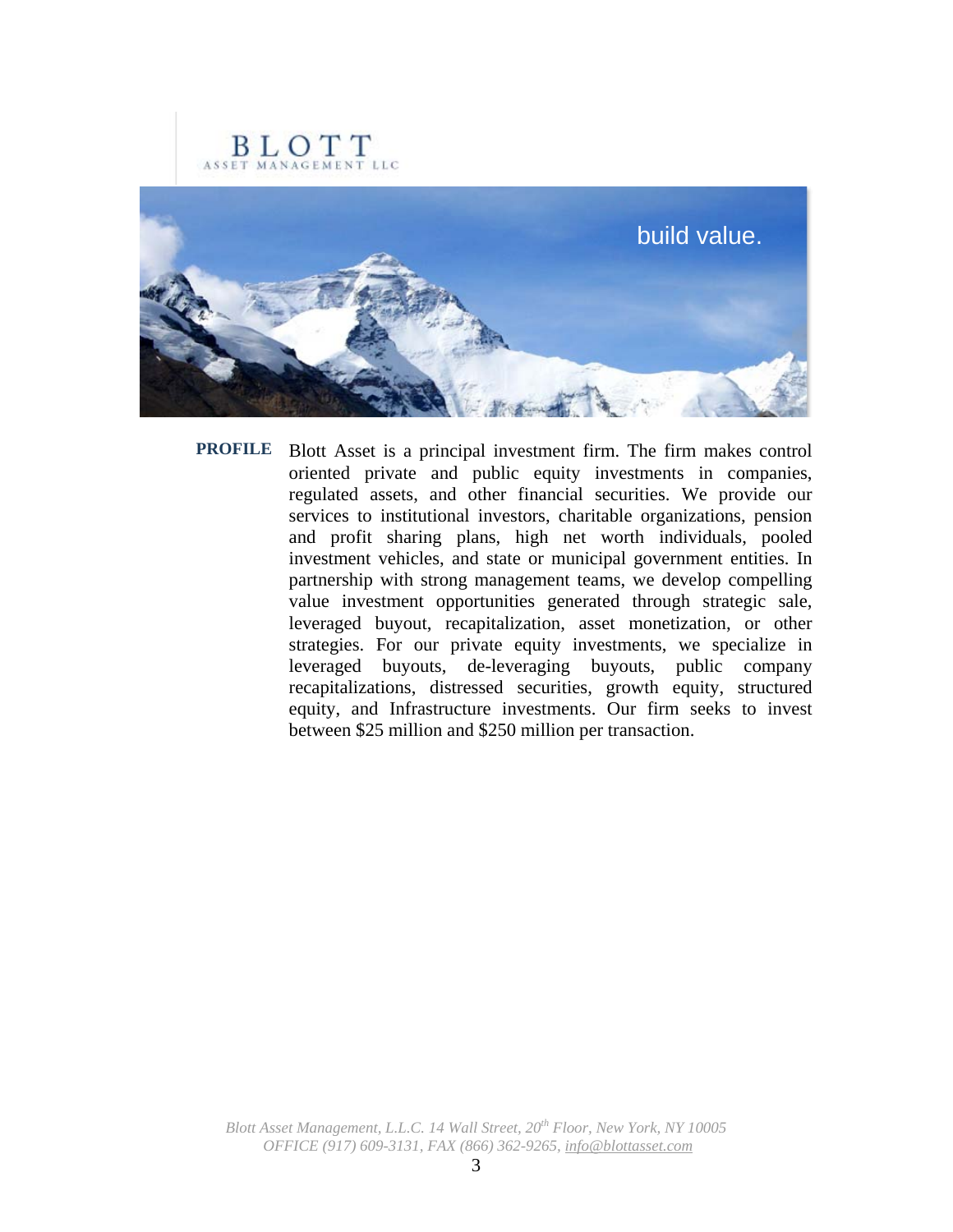BLOTT
ASSET MANAGEMENT LLC

build value.

**PROFILE** Blott Asset is a principal investment firm. The firm makes control oriented private and public equity investments in companies, regulated assets, and other financial securities. We provide our services to institutional investors, charitable organizations, pension and profit sharing plans, high net worth individuals, pooled investment vehicles, and state or municipal government entities. In partnership with strong management teams, we develop compelling value investment opportunities generated through strategic sale, leveraged buyout, recapitalization, asset monetization, or other strategies. For our private equity investments, we specialize in leveraged buyouts, de-leveraging buyouts, public company recapitalizations, distressed securities, growth equity, structured equity, and Infrastructure investments. Our firm seeks to invest between $25 million and $250 million per transaction.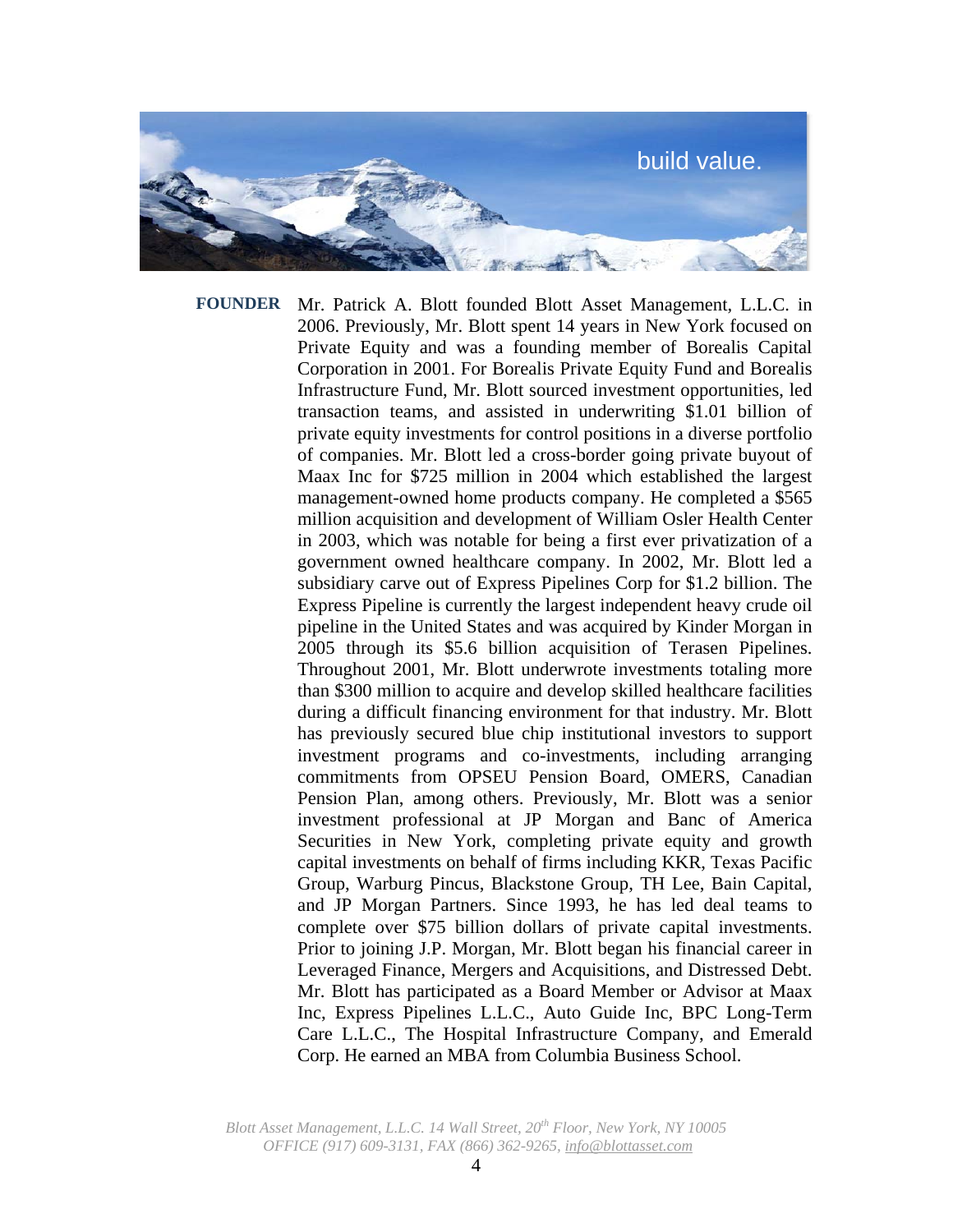build value.

**FOUNDER** Mr. Patrick A. Blott founded Blott Asset Management, L.L.C. in 2006. Previously, Mr. Blott spent 14 years in New York focused on Private Equity and was a founding member of Borealis Capital Corporation in 2001. For Borealis Private Equity Fund and Borealis Infrastructure Fund, Mr. Blott sourced investment opportunities, led transaction teams, and assisted in underwriting $1.01 billion of private equity investments for control positions in a diverse portfolio of companies. Mr. Blott led a cross-border going private buyout of Maax Inc for $725 million in 2004 which established the largest management-owned home products company. He completed a $565 million acquisition and development of William Osler Health Center in 2003, which was notable for being a first ever privatization of a government owned healthcare company. In 2002, Mr. Blott led a subsidiary carve out of Express Pipelines Corp for $1.2 billion. The Express Pipeline is currently the largest independent heavy crude oil pipeline in the United States and was acquired by Kinder Morgan in 2005 through its $5.6 billion acquisition of Terasen Pipelines. Throughout 2001, Mr. Blott underwrote investments totaling more than $300 million to acquire and develop skilled healthcare facilities during a difficult financing environment for that industry. Mr. Blott has previously secured blue chip institutional investors to support investment programs and co-investments, including arranging commitments from OPSEU Pension Board, OMERS, Canadian Pension Plan, among others. Previously, Mr. Blott was a senior investment professional at JP Morgan and Banc of America Securities in New York, completing private equity and growth capital investments on behalf of firms including KKR, Texas Pacific Group, Warburg Pincus, Blackstone Group, TH Lee, Bain Capital, and JP Morgan Partners. Since 1993, he has led deal teams to complete over $75 billion dollars of private capital investments. Prior to joining J.P. Morgan, Mr. Blott began his financial career in Leveraged Finance, Mergers and Acquisitions, and Distressed Debt. Mr. Blott has participated as a Board Member or Advisor at Maax Inc, Express Pipelines L.L.C., Auto Guide Inc, BPC Long-Term Care L.L.C., The Hospital Infrastructure Company, and Emerald Corp. He earned an MBA from Columbia Business School.

*Blott Asset Management, L.L.C. 14 Wall Street, 20th Floor, New York, NY 10005*
*OFFICE (917) 609-3131, FAX (866) 362-9265, info@blottasset.com*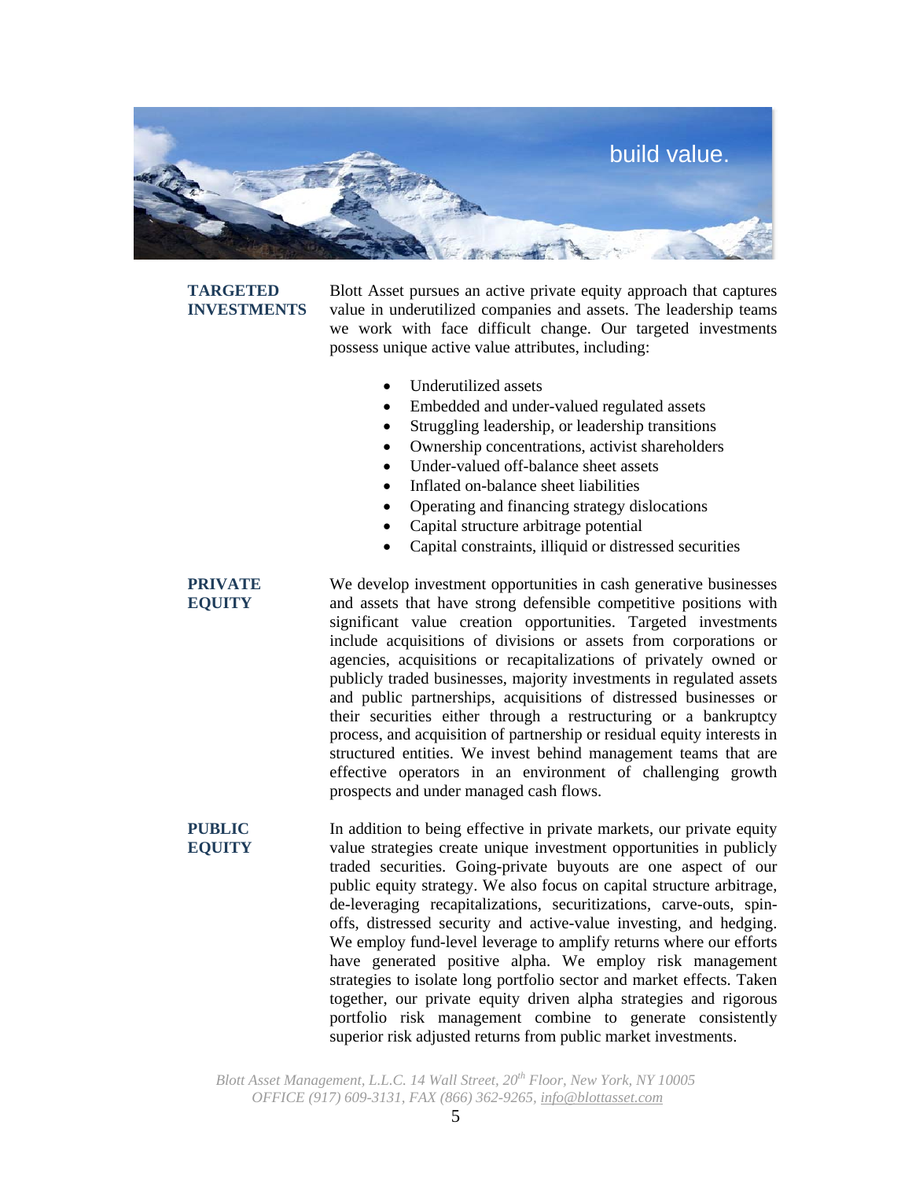build value.

## TARGETED INVESTMENTS

Blott Asset pursues an active private equity approach that captures value in underutilized companies and assets. The leadership teams we work with face difficult change. Our targeted investments possess unique active value attributes, including:

- Underutilized assets
- Embedded and under-valued regulated assets
- Struggling leadership, or leadership transitions
- Ownership concentrations, activist shareholders
- Under-valued off-balance sheet assets
- Inflated on-balance sheet liabilities
- Operating and financing strategy dislocations
- Capital structure arbitrage potential
- Capital constraints, illiquid or distressed securities

## PRIVATE EQUITY

We develop investment opportunities in cash generative businesses and assets that have strong defensible competitive positions with significant value creation opportunities. Targeted investments include acquisitions of divisions or assets from corporations or agencies, acquisitions or recapitalizations of privately owned or publicly traded businesses, majority investments in regulated assets and public partnerships, acquisitions of distressed businesses or their securities either through a restructuring or a bankruptcy process, and acquisition of partnership or residual equity interests in structured entities. We invest behind management teams that are effective operators in an environment of challenging growth prospects and under managed cash flows.

## PUBLIC EQUITY

In addition to being effective in private markets, our private equity value strategies create unique investment opportunities in publicly traded securities. Going-private buyouts are one aspect of our public equity strategy. We also focus on capital structure arbitrage, de-leveraging recapitalizations, securitizations, carve-outs, spin-offs, distressed security and active-value investing, and hedging. We employ fund-level leverage to amplify returns where our efforts have generated positive alpha. We employ risk management strategies to isolate long portfolio sector and market effects. Taken together, our private equity driven alpha strategies and rigorous portfolio risk management combine to generate consistently superior risk adjusted returns from public market investments.

*Blott Asset Management, L.L.C. 14 Wall Street, 20th Floor, New York, NY 10005*
*OFFICE (917) 609-3131, FAX (866) 362-9265, info@blottasset.com*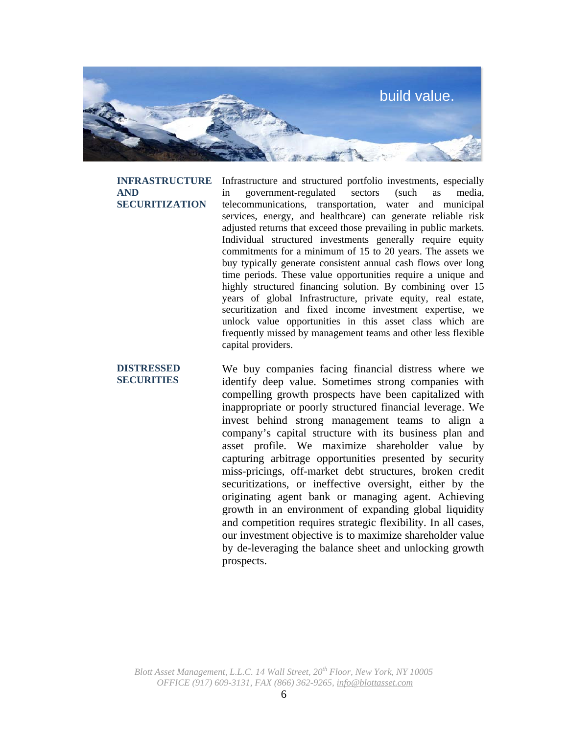build value.

**INFRASTRUCTURE AND SECURITIZATION**

Infrastructure and structured portfolio investments, especially in government-regulated sectors (such as media, telecommunications, transportation, water and municipal services, energy, and healthcare) can generate reliable risk adjusted returns that exceed those prevailing in public markets. Individual structured investments generally require equity commitments for a minimum of 15 to 20 years. The assets we buy typically generate consistent annual cash flows over long time periods. These value opportunities require a unique and highly structured financing solution. By combining over 15 years of global Infrastructure, private equity, real estate, securitization and fixed income investment expertise, we unlock value opportunities in this asset class which are frequently missed by management teams and other less flexible capital providers.

**DISTRESSED SECURITIES**

We buy companies facing financial distress where we identify deep value. Sometimes strong companies with compelling growth prospects have been capitalized with inappropriate or poorly structured financial leverage. We invest behind strong management teams to align a company's capital structure with its business plan and asset profile. We maximize shareholder value by capturing arbitrage opportunities presented by security miss-pricings, off-market debt structures, broken credit securitizations, or ineffective oversight, either by the originating agent bank or managing agent. Achieving growth in an environment of expanding global liquidity and competition requires strategic flexibility. In all cases, our investment objective is to maximize shareholder value by de-leveraging the balance sheet and unlocking growth prospects.

*Blott Asset Management, L.L.C. 14 Wall Street, 20th Floor, New York, NY 10005*
*OFFICE (917) 609-3131, FAX (866) 362-9265, info@blottasset.com*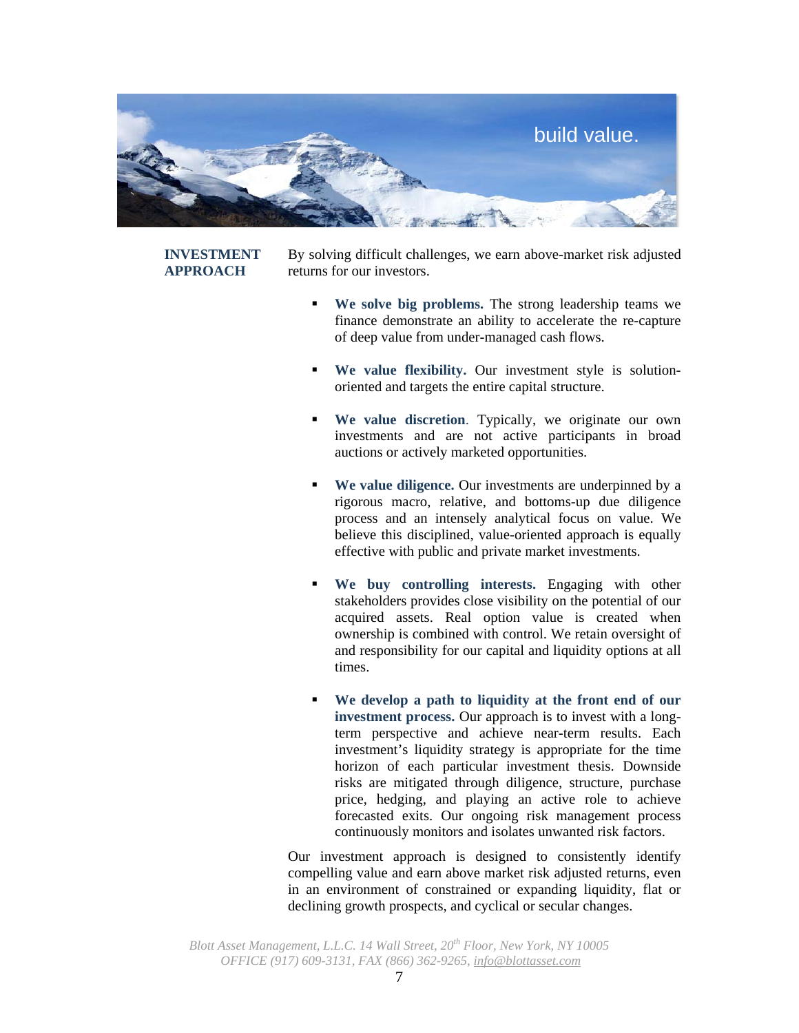build value.

## INVESTMENT APPROACH

By solving difficult challenges, we earn above-market risk adjusted returns for our investors.

- **We solve big problems.** The strong leadership teams we finance demonstrate an ability to accelerate the re-capture of deep value from under-managed cash flows.
- **We value flexibility.** Our investment style is solution-oriented and targets the entire capital structure.
- **We value discretion**. Typically, we originate our own investments and are not active participants in broad auctions or actively marketed opportunities.
- **We value diligence.** Our investments are underpinned by a rigorous macro, relative, and bottoms-up due diligence process and an intensely analytical focus on value. We believe this disciplined, value-oriented approach is equally effective with public and private market investments.
- **We buy controlling interests.** Engaging with other stakeholders provides close visibility on the potential of our acquired assets. Real option value is created when ownership is combined with control. We retain oversight of and responsibility for our capital and liquidity options at all times.
- **We develop a path to liquidity at the front end of our investment process.** Our approach is to invest with a long-term perspective and achieve near-term results. Each investment's liquidity strategy is appropriate for the time horizon of each particular investment thesis. Downside risks are mitigated through diligence, structure, purchase price, hedging, and playing an active role to achieve forecasted exits. Our ongoing risk management process continuously monitors and isolates unwanted risk factors.

Our investment approach is designed to consistently identify compelling value and earn above market risk adjusted returns, even in an environment of constrained or expanding liquidity, flat or declining growth prospects, and cyclical or secular changes.

*Blott Asset Management, L.L.C. 14 Wall Street, 20th Floor, New York, NY 10005*
*OFFICE (917) 609-3131, FAX (866) 362-9265, info@blottasset.com*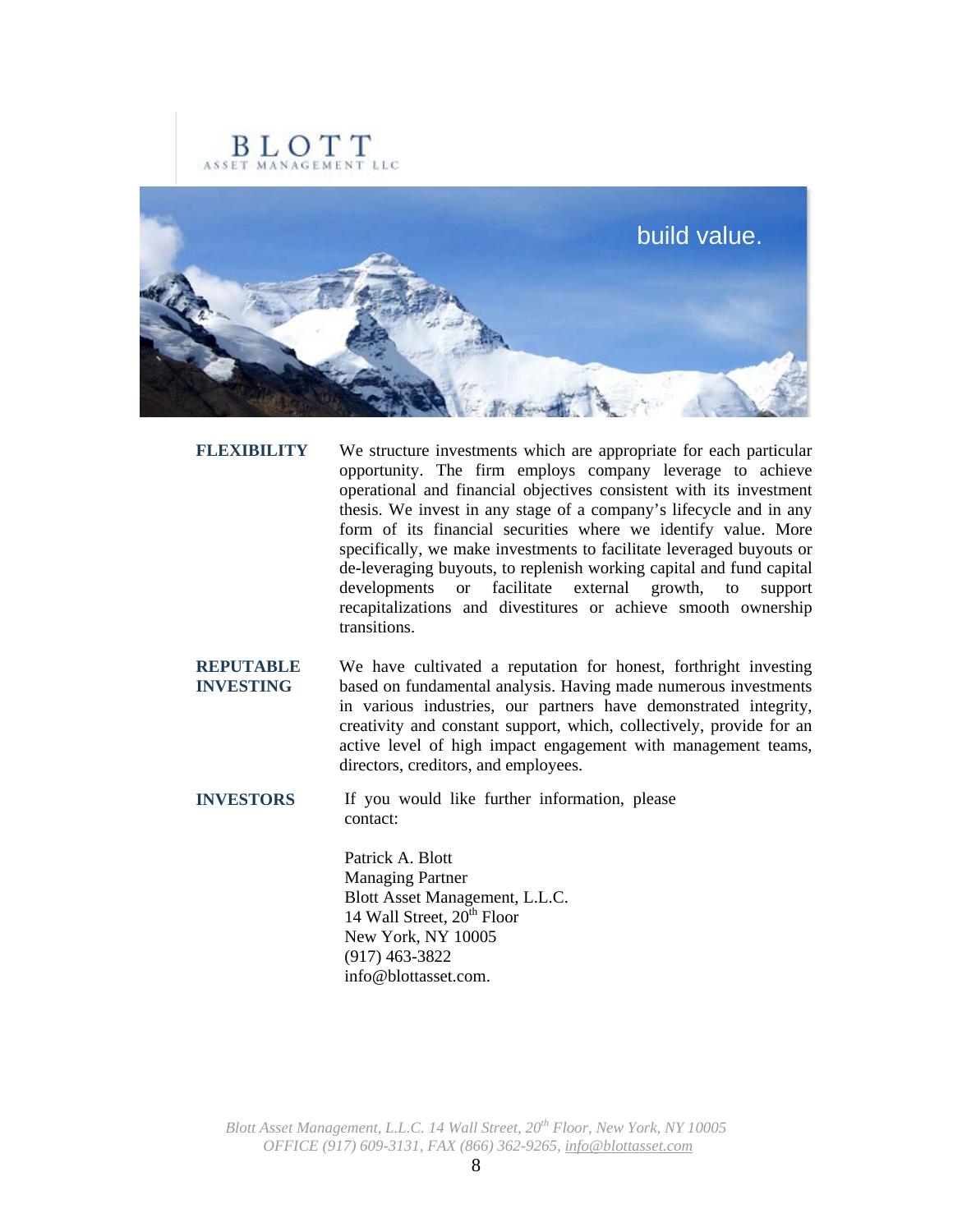BLOTT
ASSET MANAGEMENT LLC

build value.

**FLEXIBILITY**

We structure investments which are appropriate for each particular opportunity. The firm employs company leverage to achieve operational and financial objectives consistent with its investment thesis. We invest in any stage of a company's lifecycle and in any form of its financial securities where we identify value. More specifically, we make investments to facilitate leveraged buyouts or de-leveraging buyouts, to replenish working capital and fund capital developments or facilitate external growth, to support recapitalizations and divestitures or achieve smooth ownership transitions.

**REPUTABLE INVESTING**

We have cultivated a reputation for honest, forthright investing based on fundamental analysis. Having made numerous investments in various industries, our partners have demonstrated integrity, creativity and constant support, which, collectively, provide for an active level of high impact engagement with management teams, directors, creditors, and employees.

**INVESTORS**

If you would like further information, please contact:

Patrick A. Blott
Managing Partner
Blott Asset Management, L.L.C.
14 Wall Street, 20th Floor
New York, NY 10005
(917) 463-3822
info@blottasset.com.

*Blott Asset Management, L.L.C. 14 Wall Street, 20th Floor, New York, NY 10005*
*OFFICE (917) 609-3131, FAX (866) 362-9265, info@blottasset.com*